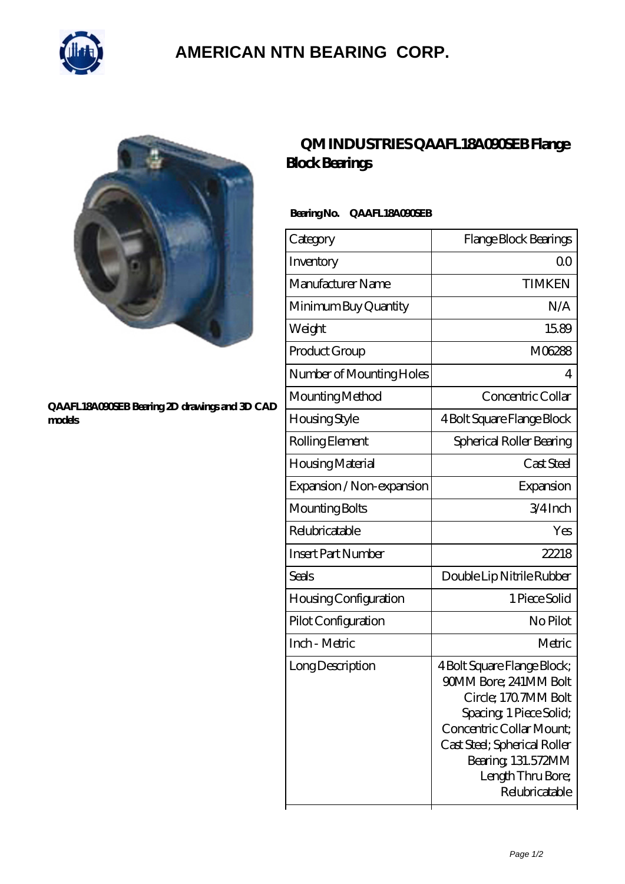# AMERICAN NTN BEARING CORP.

QAAFL18A090SEB Bearing 2D drawings and 3D CAD models

## QM INDUSTRIES QAAFL18A090SEB Flange Block Bearings

**Bearing No. QAAFL18A090SEB**

| Category | Flange Block Bearings |
|---|---|
| Inventory | 0.0 |
| Manufacturer Name | TIMKEN |
| Minimum Buy Quantity | N/A |
| Weight | 15.89 |
| Product Group | M06288 |
| Number of Mounting Holes | 4 |
| Mounting Method | Concentric Collar |
| Housing Style | 4 Bolt Square Flange Block |
| Rolling Element | Spherical Roller Bearing |
| Housing Material | Cast Steel |
| Expansion / Non-expansion | Expansion |
| Mounting Bolts | 3/4 Inch |
| Relubricatable | Yes |
| Insert Part Number | 22218 |
| Seals | Double Lip Nitrile Rubber |
| Housing Configuration | 1 Piece Solid |
| Pilot Configuration | No Pilot |
| Inch - Metric | Metric |
| Long Description | 4 Bolt Square Flange Block; 90MM Bore; 241MM Bolt Circle; 170.7MM Bolt Spacing; 1 Piece Solid; Concentric Collar Mount; Cast Steel; Spherical Roller Bearing; 131.572MM Length Thru Bore; Relubricatable |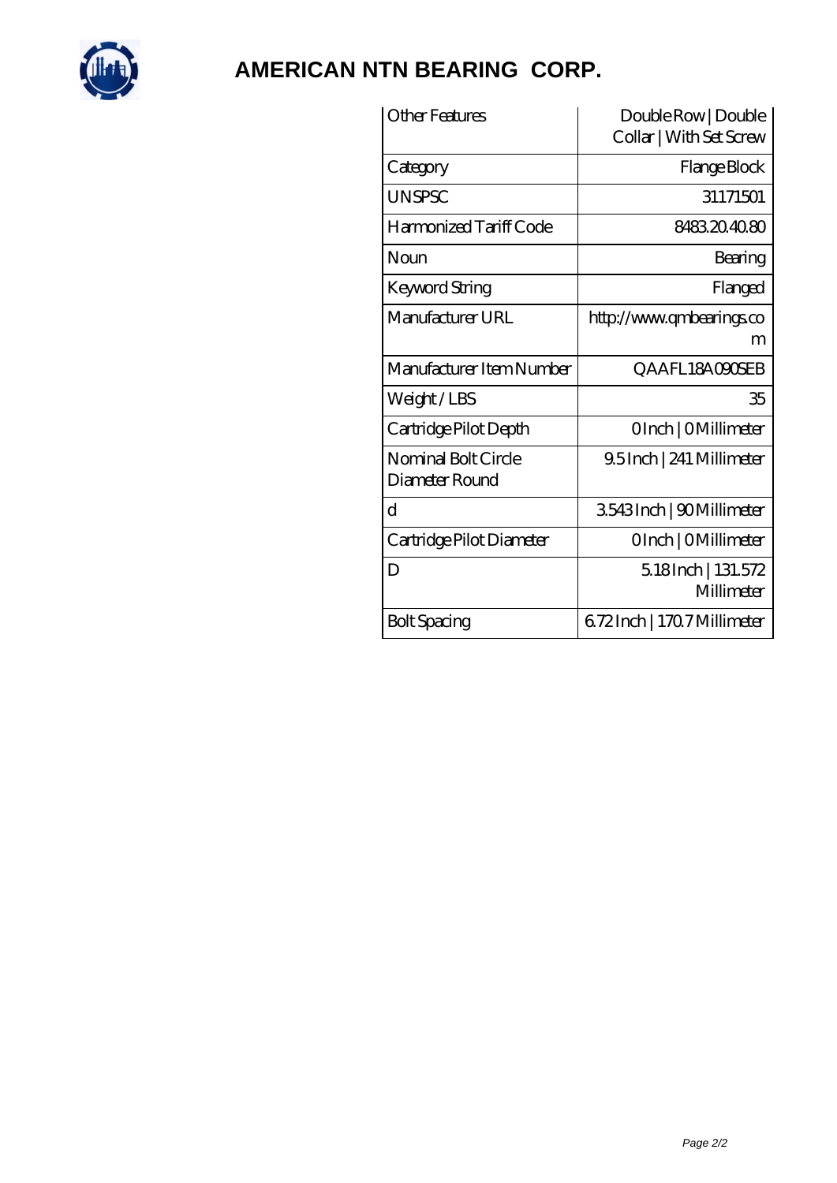# AMERICAN NTN BEARING CORP.

| | |
|---|---|
| Other Features | Double Row \| Double Collar \| With Set Screw |
| Category | Flange Block |
| UNSPSC | 31171501 |
| Harmonized Tariff Code | 8483.20.40.80 |
| Noun | Bearing |
| Keyword String | Flanged |
| Manufacturer URL | http://www.qmbearings.com |
| Manufacturer Item Number | QAAFL18A090SEB |
| Weight / LBS | 35 |
| Cartridge Pilot Depth | 0 Inch \| 0 Millimeter |
| Nominal Bolt Circle Diameter Round | 9.5 Inch \| 241 Millimeter |
| d | 3.543 Inch \| 90 Millimeter |
| Cartridge Pilot Diameter | 0 Inch \| 0 Millimeter |
| D | 5.18 Inch \| 131.572 Millimeter |
| Bolt Spacing | 6.72 Inch \| 170.7 Millimeter |